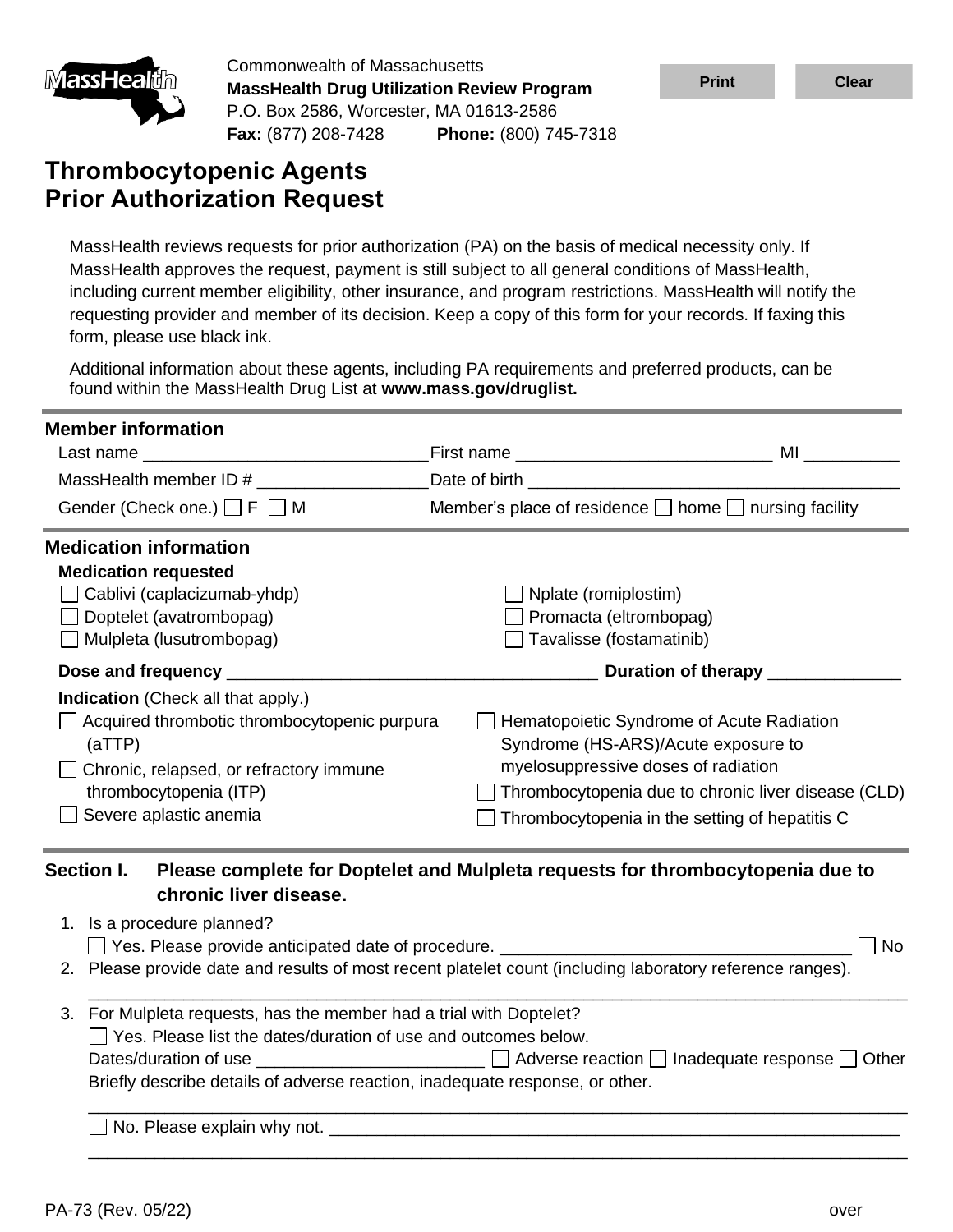Commonwealth of Massachusetts
**MassHealth Drug Utilization Review Program**
P.O. Box 2586, Worcester, MA 01613-2586
**Fax:** (877) 208-7428 **Phone:** (800) 745-7318

# Thrombocytopenic Agents Prior Authorization Request

MassHealth reviews requests for prior authorization (PA) on the basis of medical necessity only. If MassHealth approves the request, payment is still subject to all general conditions of MassHealth, including current member eligibility, other insurance, and program restrictions. MassHealth will notify the requesting provider and member of its decision. Keep a copy of this form for your records. If faxing this form, please use black ink.

Additional information about these agents, including PA requirements and preferred products, can be found within the MassHealth Drug List at **www.mass.gov/druglist.**

## Member information

Last name ______________________________ First name ___________________________ MI __________

MassHealth member ID # __________________ Date of birth ________________________________________

Gender (Check one.) ☐ F ☐ M    Member's place of residence ☐ home ☐ nursing facility

## Medication information

**Medication requested**

☐ Cablivi (caplacizumab-yhdp)
☐ Doptelet (avatrombopag)
☐ Mulpleta (lusutrombopag)
☐ Nplate (romiplostim)
☐ Promacta (eltrombopag)
☐ Tavalisse (fostamatinib)

**Dose and frequency** ________________________________________ **Duration of therapy** ______________

**Indication** (Check all that apply.)

☐ Acquired thrombotic thrombocytopenic purpura (aTTP)
☐ Chronic, relapsed, or refractory immune thrombocytopenia (ITP)
☐ Severe aplastic anemia
☐ Hematopoietic Syndrome of Acute Radiation Syndrome (HS-ARS)/Acute exposure to myelosuppressive doses of radiation
☐ Thrombocytopenia due to chronic liver disease (CLD)
☐ Thrombocytopenia in the setting of hepatitis C

## Section I. Please complete for Doptelet and Mulpleta requests for thrombocytopenia due to chronic liver disease.

1. Is a procedure planned?
   ☐ Yes. Please provide anticipated date of procedure. _____________________________________ ☐ No
2. Please provide date and results of most recent platelet count (including laboratory reference ranges).
   ______________________________________________________________________________
3. For Mulpleta requests, has the member had a trial with Doptelet?
   ☐ Yes. Please list the dates/duration of use and outcomes below.
   Dates/duration of use ________________________ ☐ Adverse reaction ☐ Inadequate response ☐ Other
   Briefly describe details of adverse reaction, inadequate response, or other.
   ______________________________________________________________________________
   ☐ No. Please explain why not. _______________________________________________________________
   ______________________________________________________________________________

PA-73 (Rev. 05/22)    over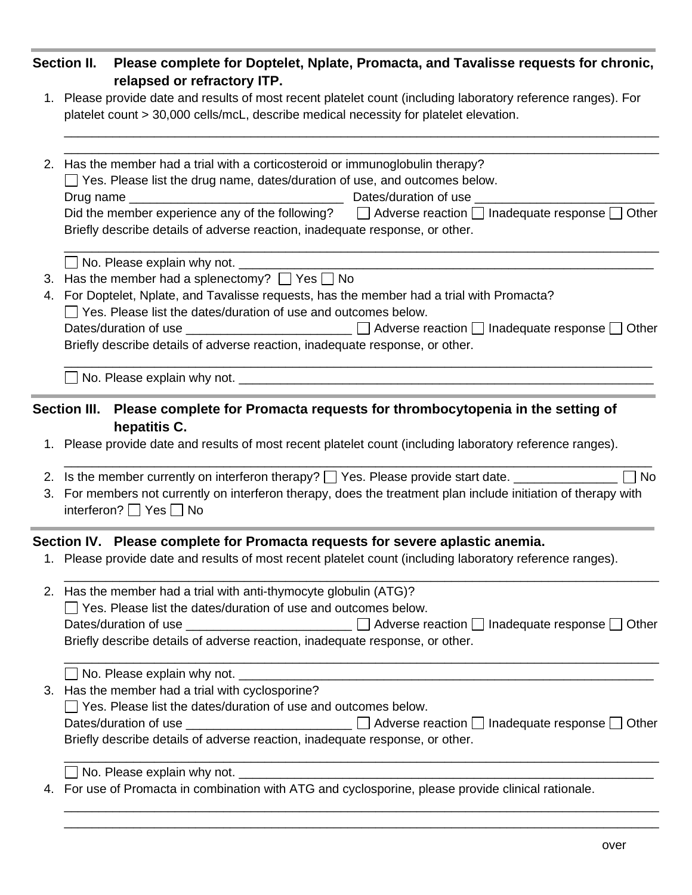## Section II. Please complete for Doptelet, Nplate, Promacta, and Tavalisse requests for chronic, relapsed or refractory ITP.

1. Please provide date and results of most recent platelet count (including laboratory reference ranges). For platelet count > 30,000 cells/mcL, describe medical necessity for platelet elevation.

   ______________________________________________________________________________________

   ______________________________________________________________________________________

2. Has the member had a trial with a corticosteroid or immunoglobulin therapy?

   ☐ Yes. Please list the drug name, dates/duration of use, and outcomes below.

   Drug name ______________________________ Dates/duration of use ________________________

   Did the member experience any of the following? ☐ Adverse reaction ☐ Inadequate response ☐ Other

   Briefly describe details of adverse reaction, inadequate response, or other.

   ______________________________________________________________________________________

   ☐ No. Please explain why not. ______________________________________________________

3. Has the member had a splenectomy? ☐ Yes ☐ No

4. For Doptelet, Nplate, and Tavalisse requests, has the member had a trial with Promacta?

   ☐ Yes. Please list the dates/duration of use and outcomes below.

   Dates/duration of use ______________________ ☐ Adverse reaction ☐ Inadequate response ☐ Other

   Briefly describe details of adverse reaction, inadequate response, or other.

   ______________________________________________________________________________________

   ☐ No. Please explain why not. ______________________________________________________

## Section III. Please complete for Promacta requests for thrombocytopenia in the setting of hepatitis C.

1. Please provide date and results of most recent platelet count (including laboratory reference ranges).

   ______________________________________________________________________________________

2. Is the member currently on interferon therapy? ☐ Yes. Please provide start date. _______________ ☐ No

3. For members not currently on interferon therapy, does the treatment plan include initiation of therapy with interferon? ☐ Yes ☐ No

## Section IV. Please complete for Promacta requests for severe aplastic anemia.

1. Please provide date and results of most recent platelet count (including laboratory reference ranges).

   ______________________________________________________________________________________

2. Has the member had a trial with anti-thymocyte globulin (ATG)?

   ☐ Yes. Please list the dates/duration of use and outcomes below.

   Dates/duration of use ______________________ ☐ Adverse reaction ☐ Inadequate response ☐ Other

   Briefly describe details of adverse reaction, inadequate response, or other.

   ______________________________________________________________________________________

   ☐ No. Please explain why not. ______________________________________________________

3. Has the member had a trial with cyclosporine?

   ☐ Yes. Please list the dates/duration of use and outcomes below.

   Dates/duration of use ______________________ ☐ Adverse reaction ☐ Inadequate response ☐ Other

   Briefly describe details of adverse reaction, inadequate response, or other.

   ______________________________________________________________________________________

   ☐ No. Please explain why not. ______________________________________________________

4. For use of Promacta in combination with ATG and cyclosporine, please provide clinical rationale.

   ______________________________________________________________________________________

   ______________________________________________________________________________________

over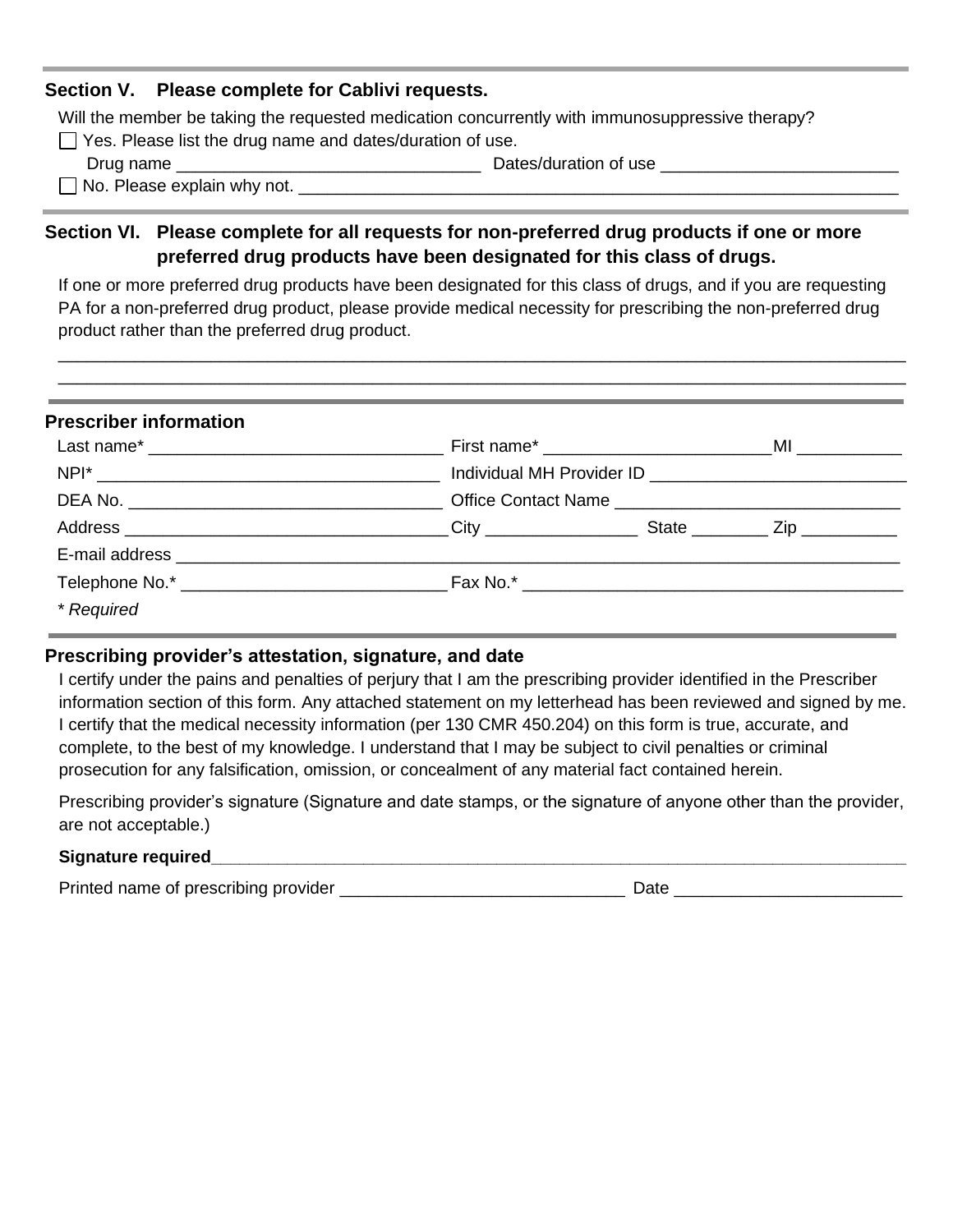## Section V. Please complete for Cablivi requests.

Will the member be taking the requested medication concurrently with immunosuppressive therapy?

☐ Yes. Please list the drug name and dates/duration of use.

Drug name ________________________________ Dates/duration of use _________________________

☐ No. Please explain why not. _________________________________________________________________

## Section VI. Please complete for all requests for non-preferred drug products if one or more preferred drug products have been designated for this class of drugs.

If one or more preferred drug products have been designated for this class of drugs, and if you are requesting PA for a non-preferred drug product, please provide medical necessity for prescribing the non-preferred drug product rather than the preferred drug product.

_____________________________________________________________________________________________

_____________________________________________________________________________________________

## Prescriber information

Last name* _______________________________ First name* ________________________ MI ___________

NPI* ____________________________________ Individual MH Provider ID ___________________________

DEA No. _________________________________ Office Contact Name ______________________________

Address _________________________________ City ________________ State ________ Zip __________

E-mail address ______________________________________________________________________________

Telephone No.* ____________________________ Fax No.* ________________________________________

*\* Required*

## Prescribing provider's attestation, signature, and date

I certify under the pains and penalties of perjury that I am the prescribing provider identified in the Prescriber information section of this form. Any attached statement on my letterhead has been reviewed and signed by me. I certify that the medical necessity information (per 130 CMR 450.204) on this form is true, accurate, and complete, to the best of my knowledge. I understand that I may be subject to civil penalties or criminal prosecution for any falsification, omission, or concealment of any material fact contained herein.

Prescribing provider's signature (Signature and date stamps, or the signature of anyone other than the provider, are not acceptable.)

**Signature required**______________________________________________________________________

Printed name of prescribing provider ______________________________ Date ________________________